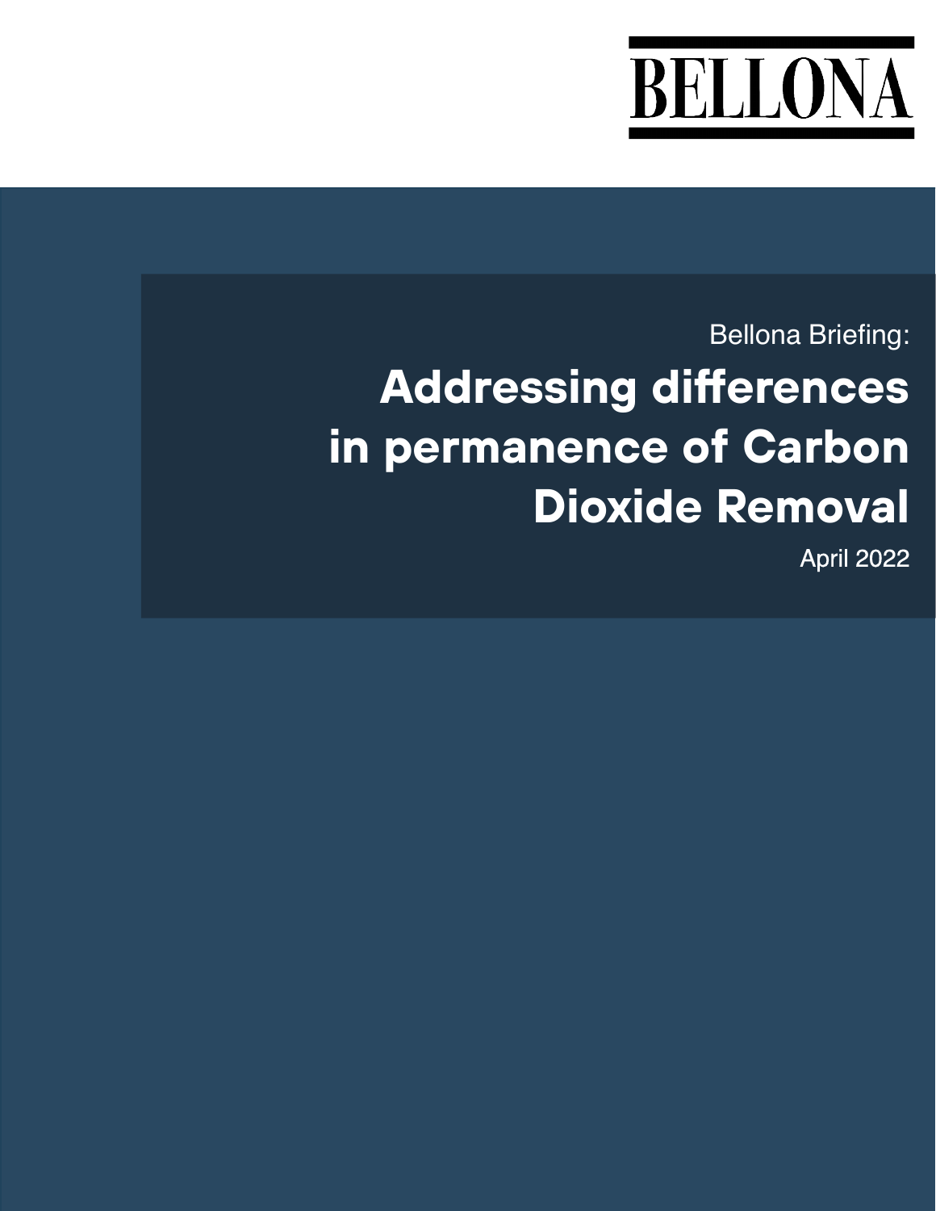BELLONA

Bellona Briefing:

# Addressing differences in permanence of Carbon Dioxide Removal

April 2022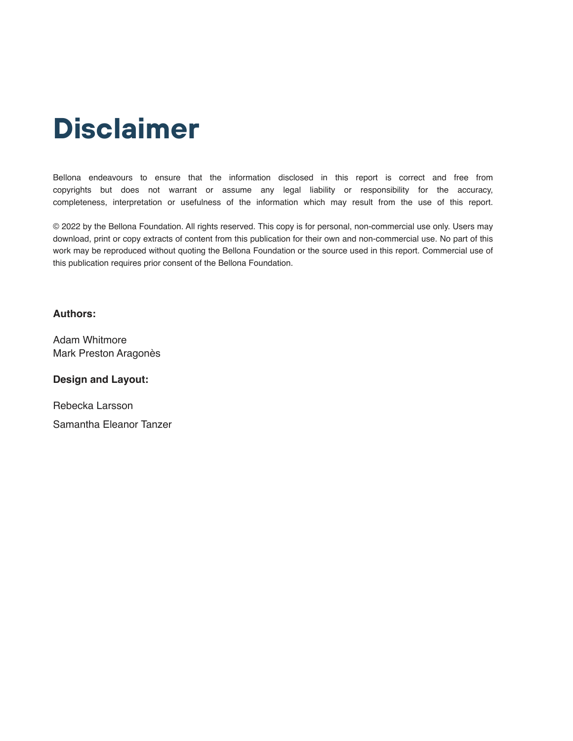# Disclaimer

Bellona endeavours to ensure that the information disclosed in this report is correct and free from copyrights but does not warrant or assume any legal liability or responsibility for the accuracy, completeness, interpretation or usefulness of the information which may result from the use of this report.

© 2022 by the Bellona Foundation. All rights reserved. This copy is for personal, non-commercial use only. Users may download, print or copy extracts of content from this publication for their own and non-commercial use. No part of this work may be reproduced without quoting the Bellona Foundation or the source used in this report. Commercial use of this publication requires prior consent of the Bellona Foundation.

**Authors:**

Adam Whitmore
Mark Preston Aragonès

**Design and Layout:**

Rebecka Larsson

Samantha Eleanor Tanzer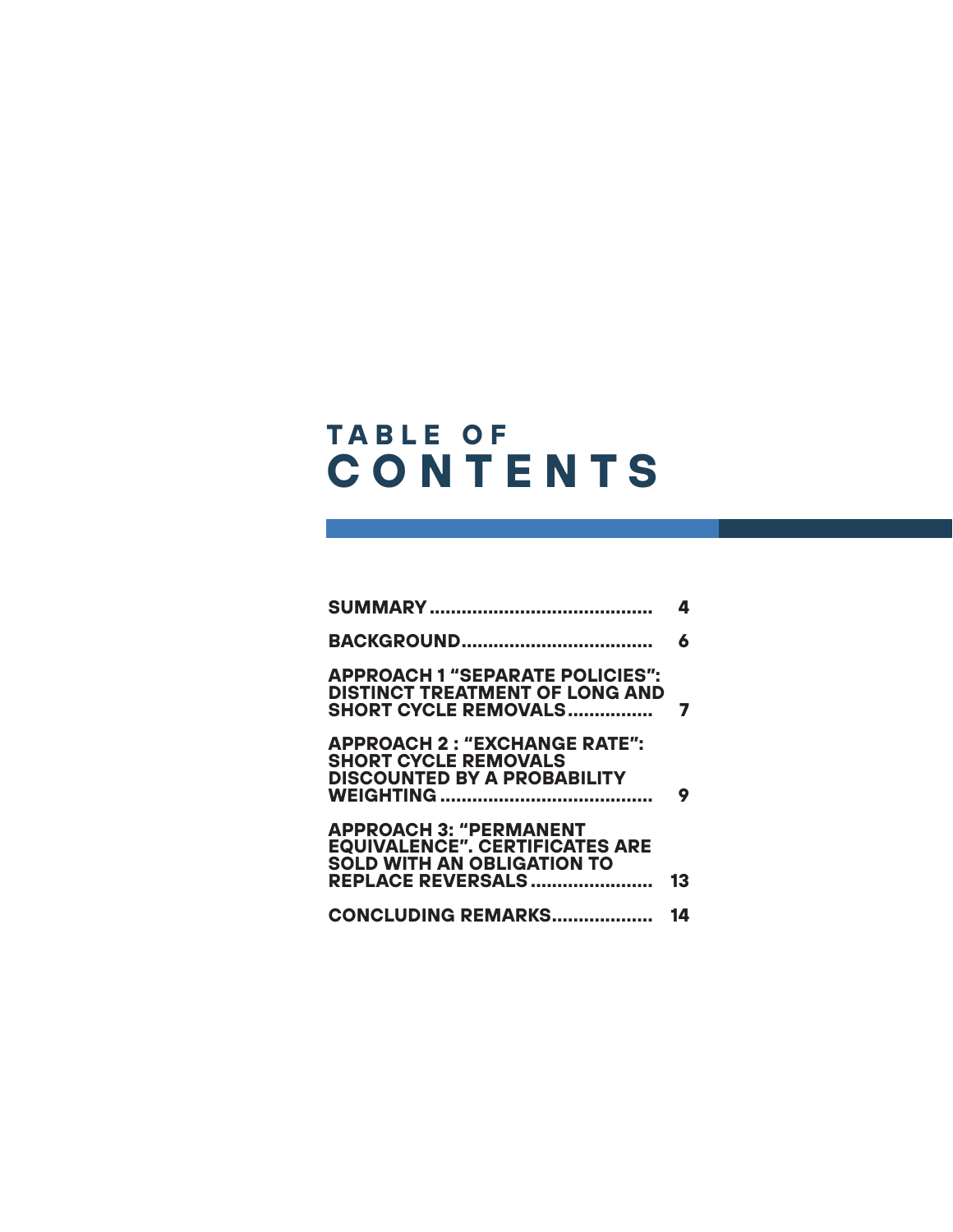# TABLE OF CONTENTS

| | |
|---|---|
| SUMMARY | 4 |
| BACKGROUND | 6 |
| APPROACH 1 "SEPARATE POLICIES": DISTINCT TREATMENT OF LONG AND SHORT CYCLE REMOVALS | 7 |
| APPROACH 2 : "EXCHANGE RATE": SHORT CYCLE REMOVALS DISCOUNTED BY A PROBABILITY WEIGHTING | 9 |
| APPROACH 3: "PERMANENT EQUIVALENCE". CERTIFICATES ARE SOLD WITH AN OBLIGATION TO REPLACE REVERSALS | 13 |
| CONCLUDING REMARKS | 14 |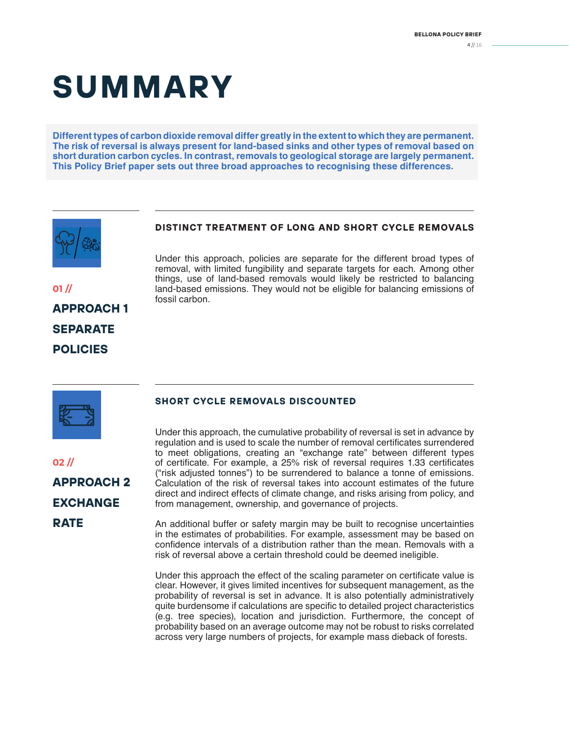# SUMMARY

**Different types of carbon dioxide removal differ greatly in the extent to which they are permanent. The risk of reversal is always present for land-based sinks and other types of removal based on short duration carbon cycles. In contrast, removals to geological storage are largely permanent. This Policy Brief paper sets out three broad approaches to recognising these differences.**

## 01 // APPROACH 1 SEPARATE POLICIES

### DISTINCT TREATMENT OF LONG AND SHORT CYCLE REMOVALS

Under this approach, policies are separate for the different broad types of removal, with limited fungibility and separate targets for each. Among other things, use of land-based removals would likely be restricted to balancing land-based emissions. They would not be eligible for balancing emissions of fossil carbon.

## 02 // APPROACH 2 EXCHANGE RATE

### SHORT CYCLE REMOVALS DISCOUNTED

Under this approach, the cumulative probability of reversal is set in advance by regulation and is used to scale the number of removal certificates surrendered to meet obligations, creating an "exchange rate" between different types of certificate. For example, a 25% risk of reversal requires 1.33 certificates ("risk adjusted tonnes") to be surrendered to balance a tonne of emissions. Calculation of the risk of reversal takes into account estimates of the future direct and indirect effects of climate change, and risks arising from policy, and from management, ownership, and governance of projects.

An additional buffer or safety margin may be built to recognise uncertainties in the estimates of probabilities. For example, assessment may be based on confidence intervals of a distribution rather than the mean. Removals with a risk of reversal above a certain threshold could be deemed ineligible.

Under this approach the effect of the scaling parameter on certificate value is clear. However, it gives limited incentives for subsequent management, as the probability of reversal is set in advance. It is also potentially administratively quite burdensome if calculations are specific to detailed project characteristics (e.g. tree species), location and jurisdiction. Furthermore, the concept of probability based on an average outcome may not be robust to risks correlated across very large numbers of projects, for example mass dieback of forests.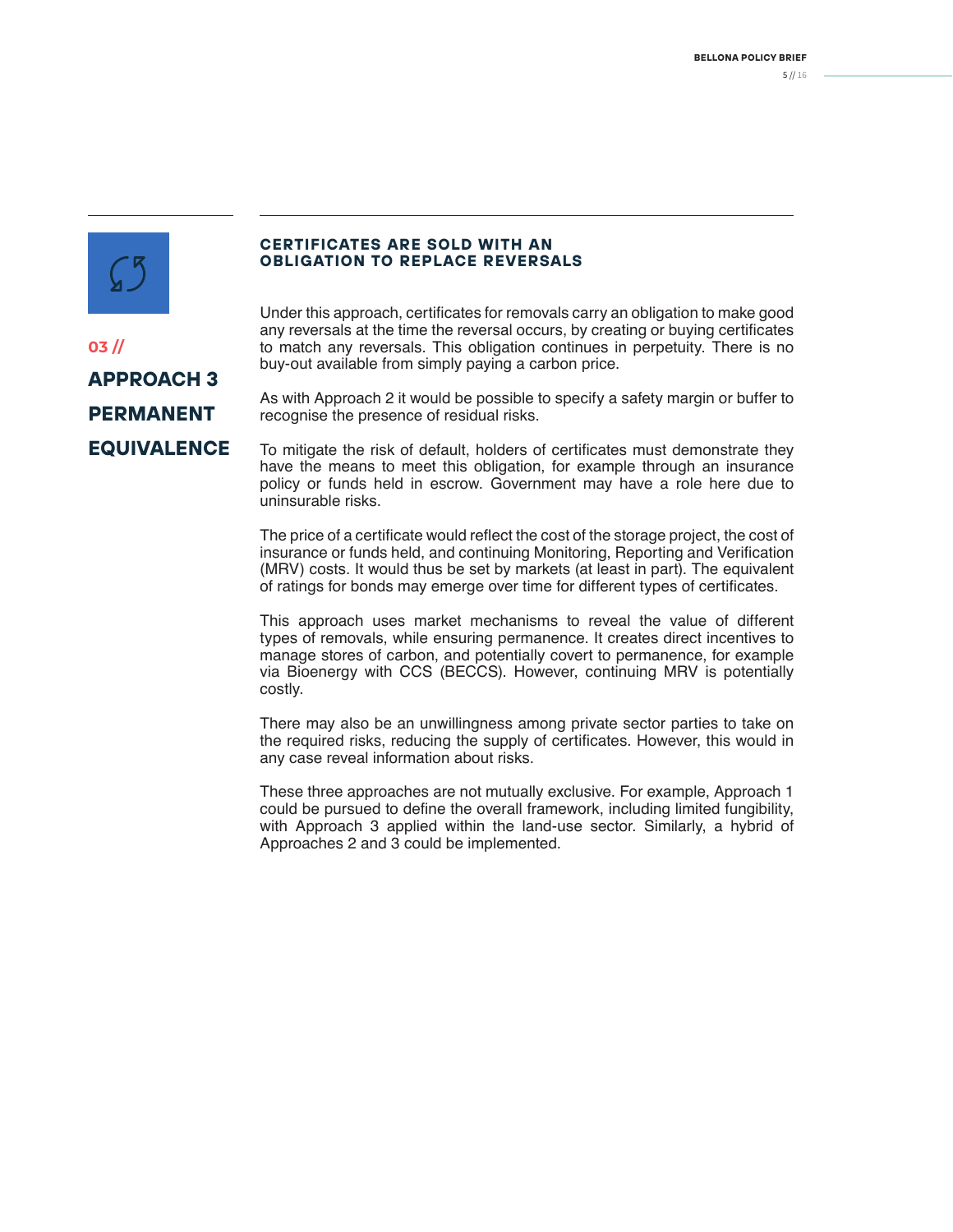03 //

## APPROACH 3 PERMANENT EQUIVALENCE

### CERTIFICATES ARE SOLD WITH AN OBLIGATION TO REPLACE REVERSALS

Under this approach, certificates for removals carry an obligation to make good any reversals at the time the reversal occurs, by creating or buying certificates to match any reversals. This obligation continues in perpetuity. There is no buy-out available from simply paying a carbon price.

As with Approach 2 it would be possible to specify a safety margin or buffer to recognise the presence of residual risks.

To mitigate the risk of default, holders of certificates must demonstrate they have the means to meet this obligation, for example through an insurance policy or funds held in escrow. Government may have a role here due to uninsurable risks.

The price of a certificate would reflect the cost of the storage project, the cost of insurance or funds held, and continuing Monitoring, Reporting and Verification (MRV) costs. It would thus be set by markets (at least in part). The equivalent of ratings for bonds may emerge over time for different types of certificates.

This approach uses market mechanisms to reveal the value of different types of removals, while ensuring permanence. It creates direct incentives to manage stores of carbon, and potentially covert to permanence, for example via Bioenergy with CCS (BECCS). However, continuing MRV is potentially costly.

There may also be an unwillingness among private sector parties to take on the required risks, reducing the supply of certificates. However, this would in any case reveal information about risks.

These three approaches are not mutually exclusive. For example, Approach 1 could be pursued to define the overall framework, including limited fungibility, with Approach 3 applied within the land-use sector. Similarly, a hybrid of Approaches 2 and 3 could be implemented.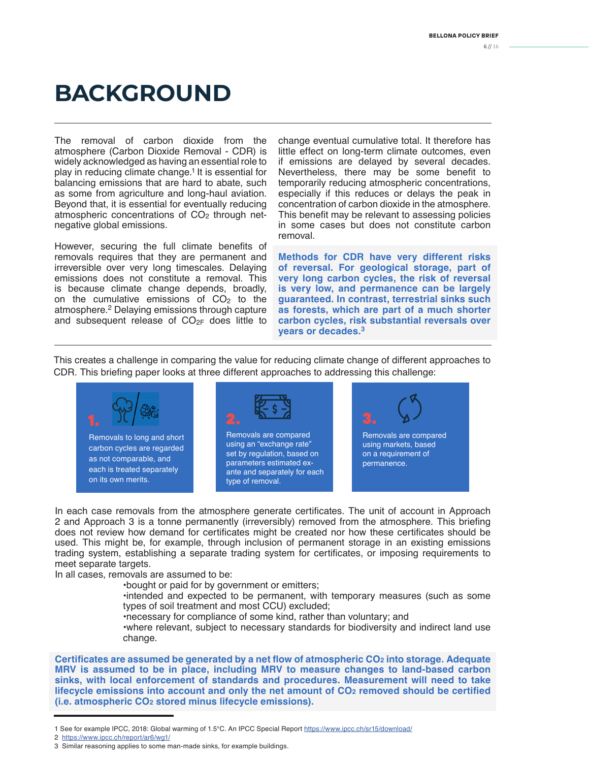# BACKGROUND

The removal of carbon dioxide from the atmosphere (Carbon Dioxide Removal - CDR) is widely acknowledged as having an essential role to play in reducing climate change.[1] It is essential for balancing emissions that are hard to abate, such as some from agriculture and long-haul aviation. Beyond that, it is essential for eventually reducing atmospheric concentrations of $CO_2$ through net-negative global emissions.

However, securing the full climate benefits of removals requires that they are permanent and irreversible over very long timescales. Delaying emissions does not constitute a removal. This is because climate change depends, broadly, on the cumulative emissions of $CO_2$ to the atmosphere.[2] Delaying emissions through capture and subsequent release of $CO_{2F}$ does little to change eventual cumulative total. It therefore has little effect on long-term climate outcomes, even if emissions are delayed by several decades. Nevertheless, there may be some benefit to temporarily reducing atmospheric concentrations, especially if this reduces or delays the peak in concentration of carbon dioxide in the atmosphere. This benefit may be relevant to assessing policies in some cases but does not constitute carbon removal.

**Methods for CDR have very different risks of reversal. For geological storage, part of very long carbon cycles, the risk of reversal is very low, and permanence can be largely guaranteed. In contrast, terrestrial sinks such as forests, which are part of a much shorter carbon cycles, risk substantial reversals over years or decades.[3]**

This creates a challenge in comparing the value for reducing climate change of different approaches to CDR. This briefing paper looks at three different approaches to addressing this challenge:

**1.** Removals to long and short carbon cycles are regarded as not comparable, and each is treated separately on its own merits.

**2.** Removals are compared using an "exchange rate" set by regulation, based on parameters estimated ex-ante and separately for each type of removal.

**3.** Removals are compared using markets, based on a requirement of permanence.

In each case removals from the atmosphere generate certificates. The unit of account in Approach 2 and Approach 3 is a tonne permanently (irreversibly) removed from the atmosphere. This briefing does not review how demand for certificates might be created nor how these certificates should be used. This might be, for example, through inclusion of permanent storage in an existing emissions trading system, establishing a separate trading system for certificates, or imposing requirements to meet separate targets.

In all cases, removals are assumed to be:

- bought or paid for by government or emitters;
- intended and expected to be permanent, with temporary measures (such as some types of soil treatment and most CCU) excluded;
- necessary for compliance of some kind, rather than voluntary; and
- where relevant, subject to necessary standards for biodiversity and indirect land use change.

**Certificates are assumed be generated by a net flow of atmospheric $CO_2$ into storage. Adequate MRV is assumed to be in place, including MRV to measure changes to land-based carbon sinks, with local enforcement of standards and procedures. Measurement will need to take lifecycle emissions into account and only the net amount of $CO_2$ removed should be certified (i.e. atmospheric $CO_2$ stored minus lifecycle emissions).**

---

1 See for example IPCC, 2018: Global warming of 1.5°C. An IPCC Special Report https://www.ipcc.ch/sr15/download/

2 https://www.ipcc.ch/report/ar6/wg1/

3 Similar reasoning applies to some man-made sinks, for example buildings.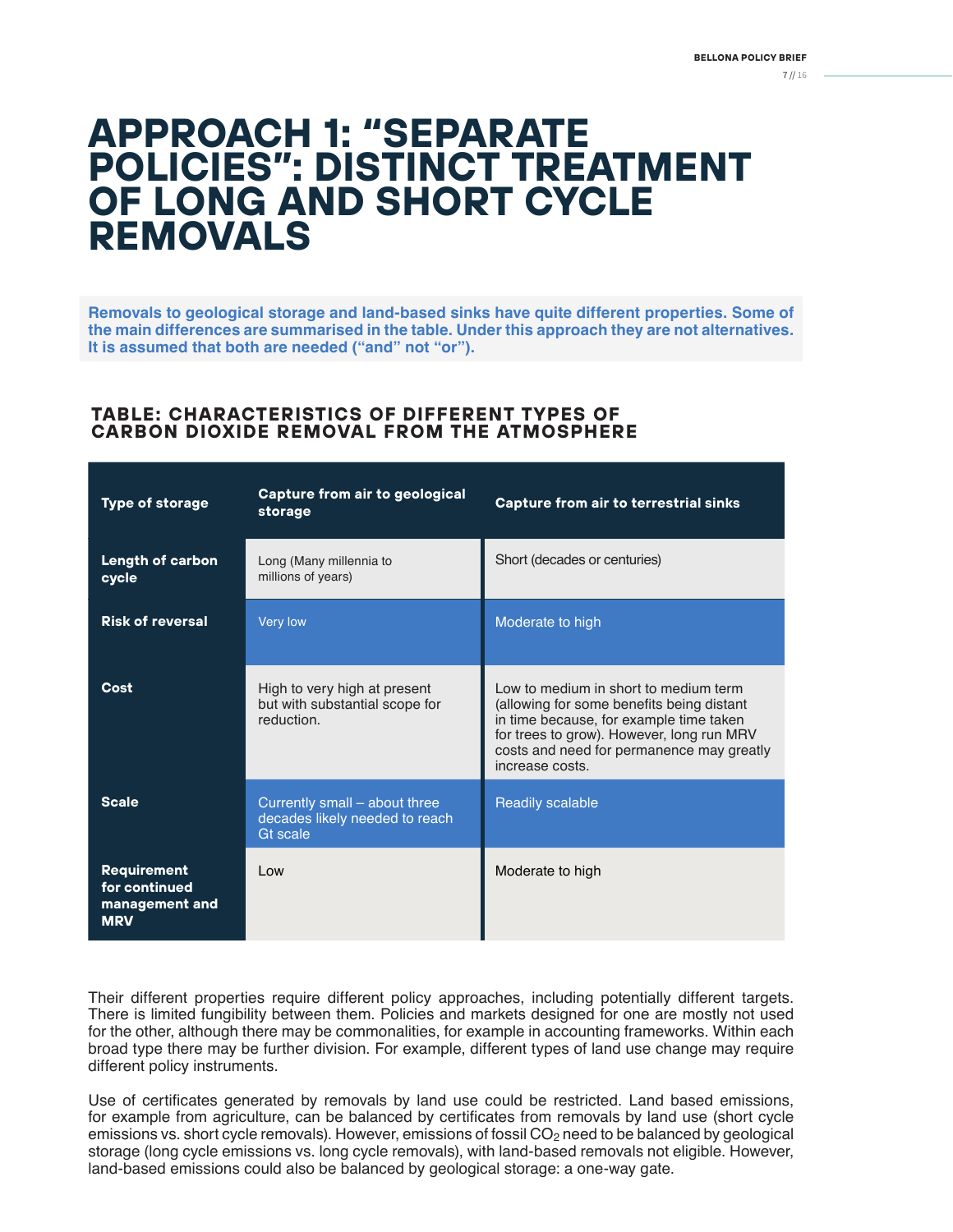# APPROACH 1: "SEPARATE POLICIES": DISTINCT TREATMENT OF LONG AND SHORT CYCLE REMOVALS

**Removals to geological storage and land-based sinks have quite different properties. Some of the main differences are summarised in the table. Under this approach they are not alternatives. It is assumed that both are needed ("and" not "or").**

### TABLE: CHARACTERISTICS OF DIFFERENT TYPES OF CARBON DIOXIDE REMOVAL FROM THE ATMOSPHERE

| Type of storage | Capture from air to geological storage | Capture from air to terrestrial sinks |
|---|---|---|
| **Length of carbon cycle** | Long (Many millennia to millions of years) | Short (decades or centuries) |
| **Risk of reversal** | Very low | Moderate to high |
| **Cost** | High to very high at present but with substantial scope for reduction. | Low to medium in short to medium term (allowing for some benefits being distant in time because, for example time taken for trees to grow). However, long run MRV costs and need for permanence may greatly increase costs. |
| **Scale** | Currently small – about three decades likely needed to reach Gt scale | Readily scalable |
| **Requirement for continued management and MRV** | Low | Moderate to high |

Their different properties require different policy approaches, including potentially different targets. There is limited fungibility between them. Policies and markets designed for one are mostly not used for the other, although there may be commonalities, for example in accounting frameworks. Within each broad type there may be further division. For example, different types of land use change may require different policy instruments.

Use of certificates generated by removals by land use could be restricted. Land based emissions, for example from agriculture, can be balanced by certificates from removals by land use (short cycle emissions vs. short cycle removals). However, emissions of fossil $CO_2$ need to be balanced by geological storage (long cycle emissions vs. long cycle removals), with land-based removals not eligible. However, land-based emissions could also be balanced by geological storage: a one-way gate.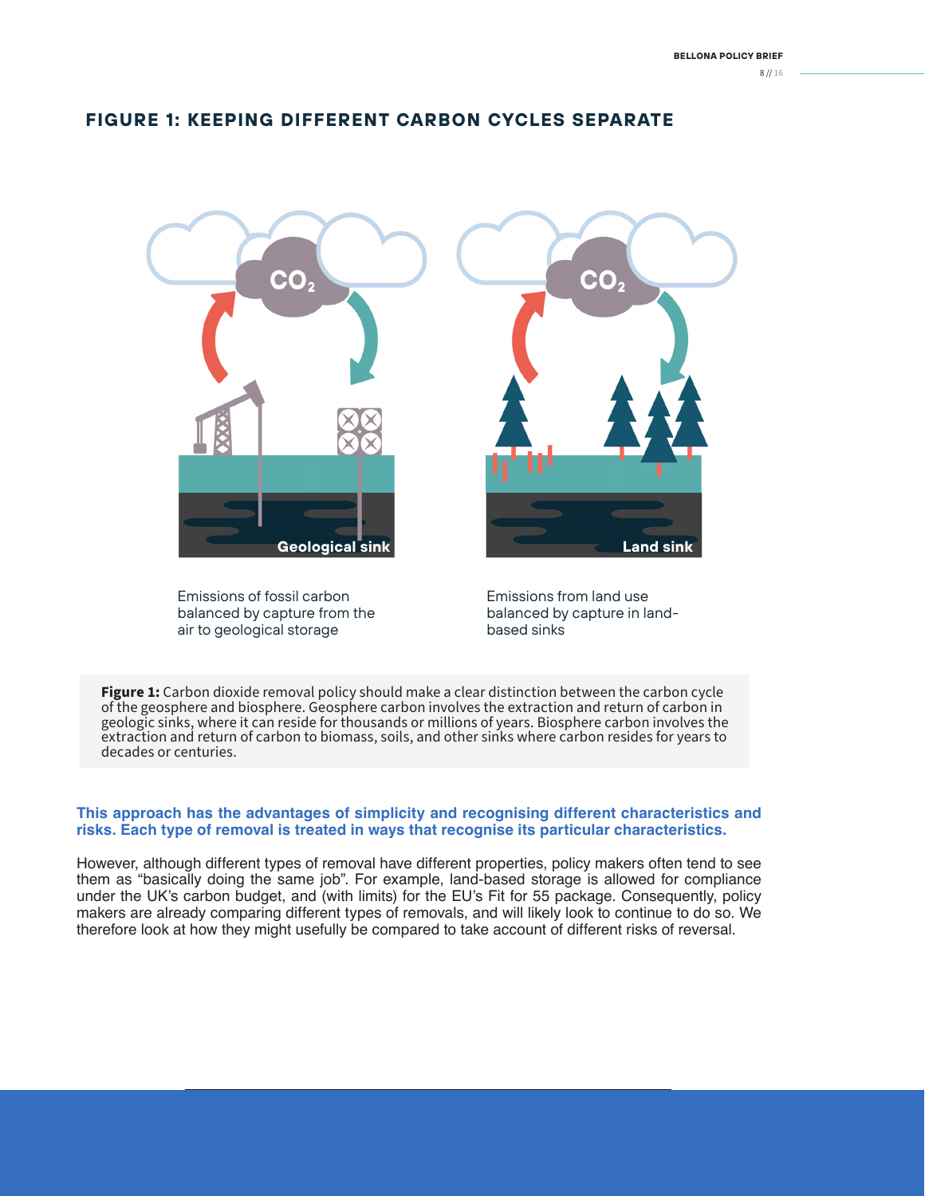## FIGURE 1: KEEPING DIFFERENT CARBON CYCLES SEPARATE

$CO_2$

$CO_2$

Geological sink

Land sink

Emissions of fossil carbon balanced by capture from the air to geological storage

Emissions from land use balanced by capture in land-based sinks

**Figure 1:** Carbon dioxide removal policy should make a clear distinction between the carbon cycle of the geosphere and biosphere. Geosphere carbon involves the extraction and return of carbon in geologic sinks, where it can reside for thousands or millions of years. Biosphere carbon involves the extraction and return of carbon to biomass, soils, and other sinks where carbon resides for years to decades or centuries.

**This approach has the advantages of simplicity and recognising different characteristics and risks. Each type of removal is treated in ways that recognise its particular characteristics.**

However, although different types of removal have different properties, policy makers often tend to see them as "basically doing the same job". For example, land-based storage is allowed for compliance under the UK's carbon budget, and (with limits) for the EU's Fit for 55 package. Consequently, policy makers are already comparing different types of removals, and will likely look to continue to do so. We therefore look at how they might usefully be compared to take account of different risks of reversal.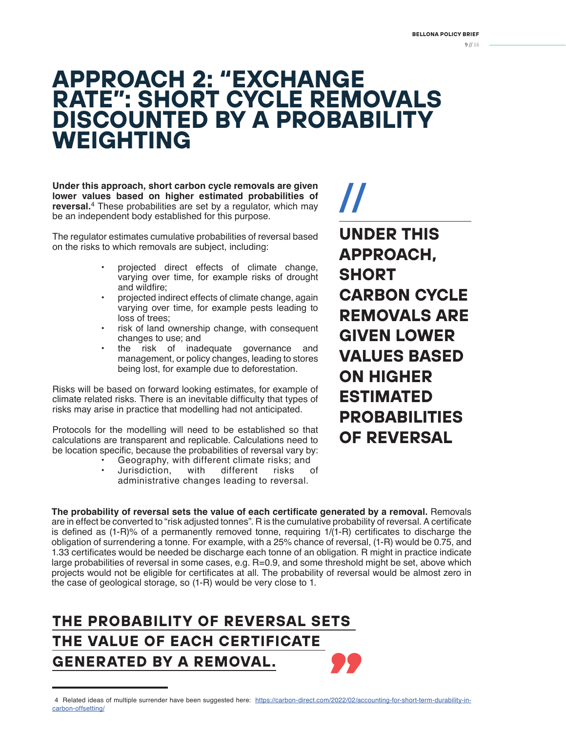# APPROACH 2: "EXCHANGE RATE": SHORT CYCLE REMOVALS DISCOUNTED BY A PROBABILITY WEIGHTING

**Under this approach, short carbon cycle removals are given lower values based on higher estimated probabilities of reversal.**[4] These probabilities are set by a regulator, which may be an independent body established for this purpose.

The regulator estimates cumulative probabilities of reversal based on the risks to which removals are subject, including:

- projected direct effects of climate change, varying over time, for example risks of drought and wildfire;
- projected indirect effects of climate change, again varying over time, for example pests leading to loss of trees;
- risk of land ownership change, with consequent changes to use; and
- the risk of inadequate governance and management, or policy changes, leading to stores being lost, for example due to deforestation.

Risks will be based on forward looking estimates, for example of climate related risks. There is an inevitable difficulty that types of risks may arise in practice that modelling had not anticipated.

Protocols for the modelling will need to be established so that calculations are transparent and replicable. Calculations need to be location specific, because the probabilities of reversal vary by:

- Geography, with different climate risks; and
- Jurisdiction, with different risks of administrative changes leading to reversal.

**UNDER THIS APPROACH, SHORT CARBON CYCLE REMOVALS ARE GIVEN LOWER VALUES BASED ON HIGHER ESTIMATED PROBABILITIES OF REVERSAL**

**The probability of reversal sets the value of each certificate generated by a removal.** Removals are in effect be converted to "risk adjusted tonnes". R is the cumulative probability of reversal. A certificate is defined as (1-R)% of a permanently removed tonne, requiring 1/(1-R) certificates to discharge the obligation of surrendering a tonne. For example, with a 25% chance of reversal, (1-R) would be 0.75, and 1.33 certificates would be needed be discharge each tonne of an obligation. R might in practice indicate large probabilities of reversal in some cases, e.g. R=0.9, and some threshold might be set, above which projects would not be eligible for certificates at all. The probability of reversal would be almost zero in the case of geological storage, so (1-R) would be very close to 1.

**THE PROBABILITY OF REVERSAL SETS THE VALUE OF EACH CERTIFICATE GENERATED BY A REMOVAL.**

4 Related ideas of multiple surrender have been suggested here: https://carbon-direct.com/2022/02/accounting-for-short-term-durability-in-carbon-offsetting/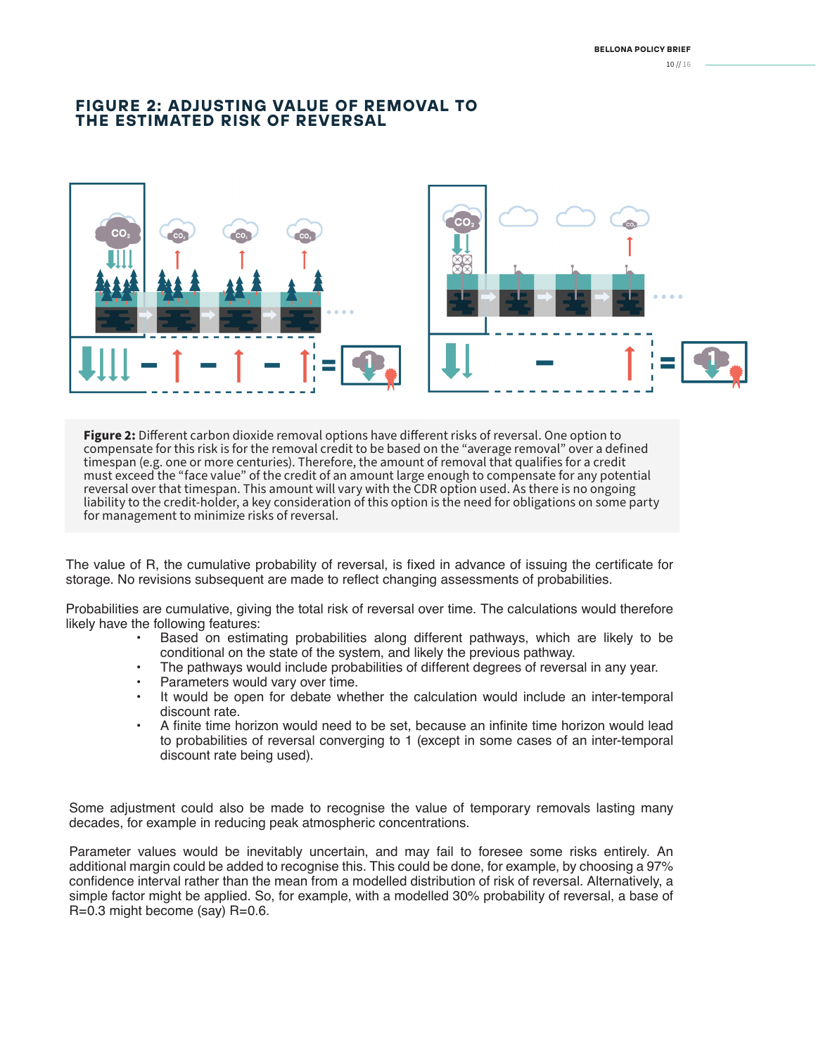## FIGURE 2: ADJUSTING VALUE OF REMOVAL TO THE ESTIMATED RISK OF REVERSAL

**Figure 2:** Different carbon dioxide removal options have different risks of reversal. One option to compensate for this risk is for the removal credit to be based on the "average removal" over a defined timespan (e.g. one or more centuries). Therefore, the amount of removal that qualifies for a credit must exceed the "face value" of the credit of an amount large enough to compensate for any potential reversal over that timespan. This amount will vary with the CDR option used. As there is no ongoing liability to the credit-holder, a key consideration of this option is the need for obligations on some party for management to minimize risks of reversal.

The value of R, the cumulative probability of reversal, is fixed in advance of issuing the certificate for storage. No revisions subsequent are made to reflect changing assessments of probabilities.

Probabilities are cumulative, giving the total risk of reversal over time. The calculations would therefore likely have the following features:

- Based on estimating probabilities along different pathways, which are likely to be conditional on the state of the system, and likely the previous pathway.
- The pathways would include probabilities of different degrees of reversal in any year.
- Parameters would vary over time.
- It would be open for debate whether the calculation would include an inter-temporal discount rate.
- A finite time horizon would need to be set, because an infinite time horizon would lead to probabilities of reversal converging to 1 (except in some cases of an inter-temporal discount rate being used).

Some adjustment could also be made to recognise the value of temporary removals lasting many decades, for example in reducing peak atmospheric concentrations.

Parameter values would be inevitably uncertain, and may fail to foresee some risks entirely. An additional margin could be added to recognise this. This could be done, for example, by choosing a 97% confidence interval rather than the mean from a modelled distribution of risk of reversal. Alternatively, a simple factor might be applied. So, for example, with a modelled 30% probability of reversal, a base of R=0.3 might become (say) R=0.6.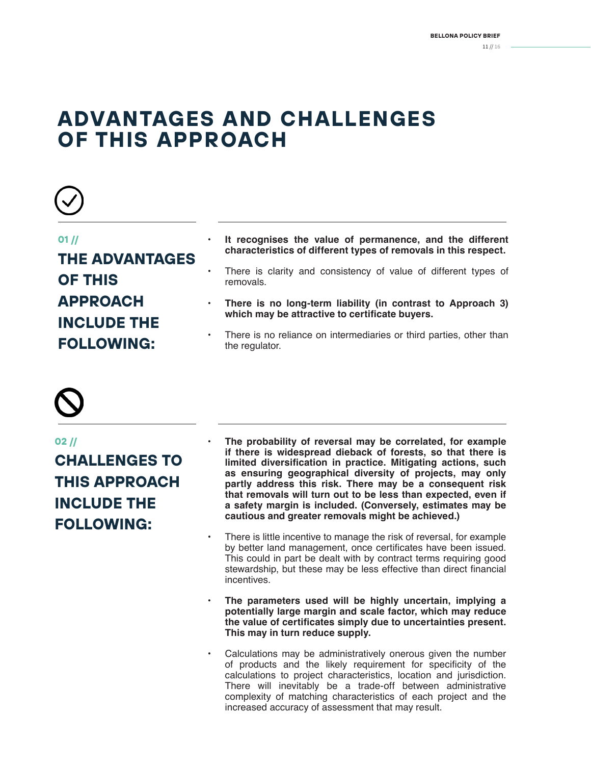# ADVANTAGES AND CHALLENGES OF THIS APPROACH

## 01 // THE ADVANTAGES OF THIS APPROACH INCLUDE THE FOLLOWING:

- **It recognises the value of permanence, and the different characteristics of different types of removals in this respect.**
- There is clarity and consistency of value of different types of removals.
- **There is no long-term liability (in contrast to Approach 3) which may be attractive to certificate buyers.**
- There is no reliance on intermediaries or third parties, other than the regulator.

## 02 // CHALLENGES TO THIS APPROACH INCLUDE THE FOLLOWING:

- **The probability of reversal may be correlated, for example if there is widespread dieback of forests, so that there is limited diversification in practice. Mitigating actions, such as ensuring geographical diversity of projects, may only partly address this risk. There may be a consequent risk that removals will turn out to be less than expected, even if a safety margin is included. (Conversely, estimates may be cautious and greater removals might be achieved.)**
- There is little incentive to manage the risk of reversal, for example by better land management, once certificates have been issued. This could in part be dealt with by contract terms requiring good stewardship, but these may be less effective than direct financial incentives.
- **The parameters used will be highly uncertain, implying a potentially large margin and scale factor, which may reduce the value of certificates simply due to uncertainties present. This may in turn reduce supply.**
- Calculations may be administratively onerous given the number of products and the likely requirement for specificity of the calculations to project characteristics, location and jurisdiction. There will inevitably be a trade-off between administrative complexity of matching characteristics of each project and the increased accuracy of assessment that may result.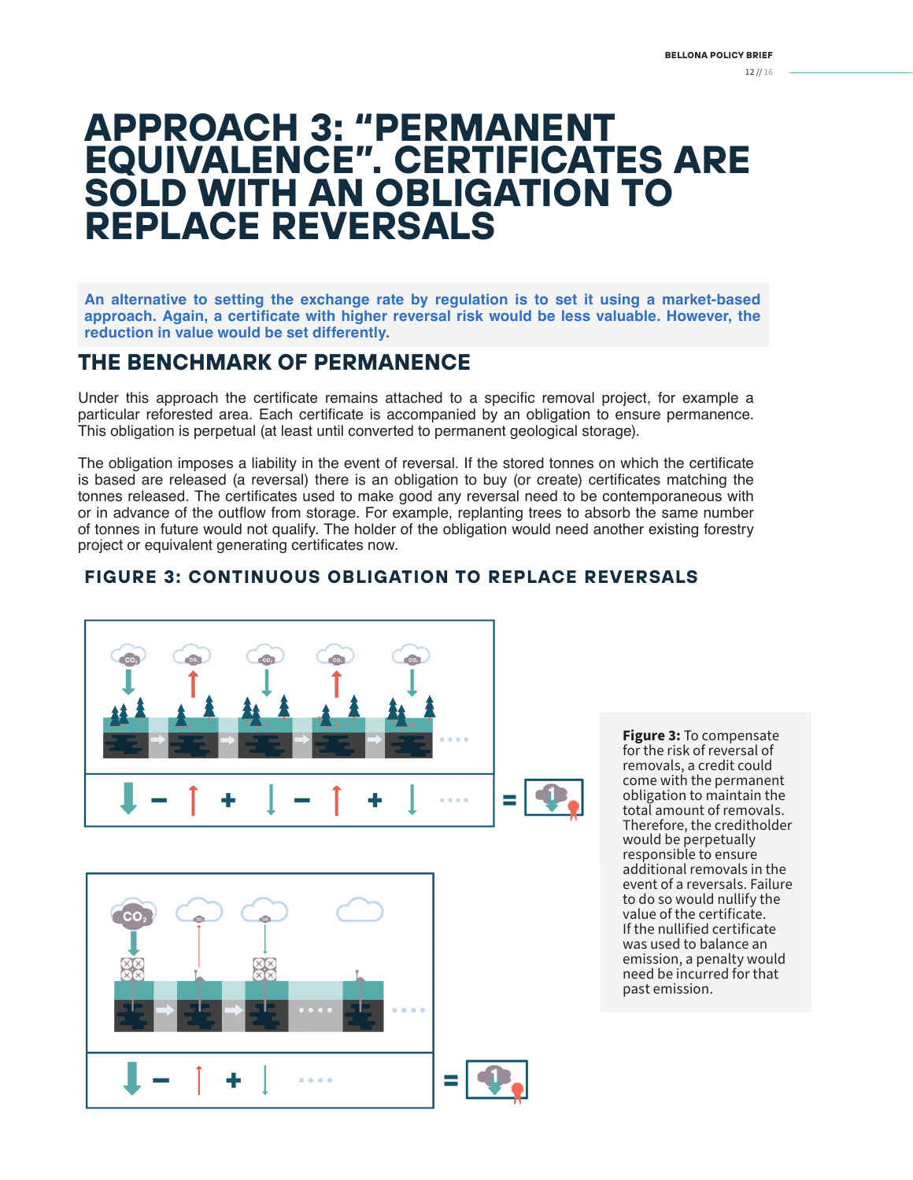# APPROACH 3: "PERMANENT EQUIVALENCE". CERTIFICATES ARE SOLD WITH AN OBLIGATION TO REPLACE REVERSALS

**An alternative to setting the exchange rate by regulation is to set it using a market-based approach. Again, a certificate with higher reversal risk would be less valuable. However, the reduction in value would be set differently.**

## THE BENCHMARK OF PERMANENCE

Under this approach the certificate remains attached to a specific removal project, for example a particular reforested area. Each certificate is accompanied by an obligation to ensure permanence. This obligation is perpetual (at least until converted to permanent geological storage).

The obligation imposes a liability in the event of reversal. If the stored tonnes on which the certificate is based are released (a reversal) there is an obligation to buy (or create) certificates matching the tonnes released. The certificates used to make good any reversal need to be contemporaneous with or in advance of the outflow from storage. For example, replanting trees to absorb the same number of tonnes in future would not qualify. The holder of the obligation would need another existing forestry project or equivalent generating certificates now.

### FIGURE 3: CONTINUOUS OBLIGATION TO REPLACE REVERSALS

**Figure 3:** To compensate for the risk of reversal of removals, a credit could come with the permanent obligation to maintain the total amount of removals. Therefore, the creditholder would be perpetually responsible to ensure additional removals in the event of a reversals. Failure to do so would nullify the value of the certificate. If the nullified certificate was used to balance an emission, a penalty would need be incurred for that past emission.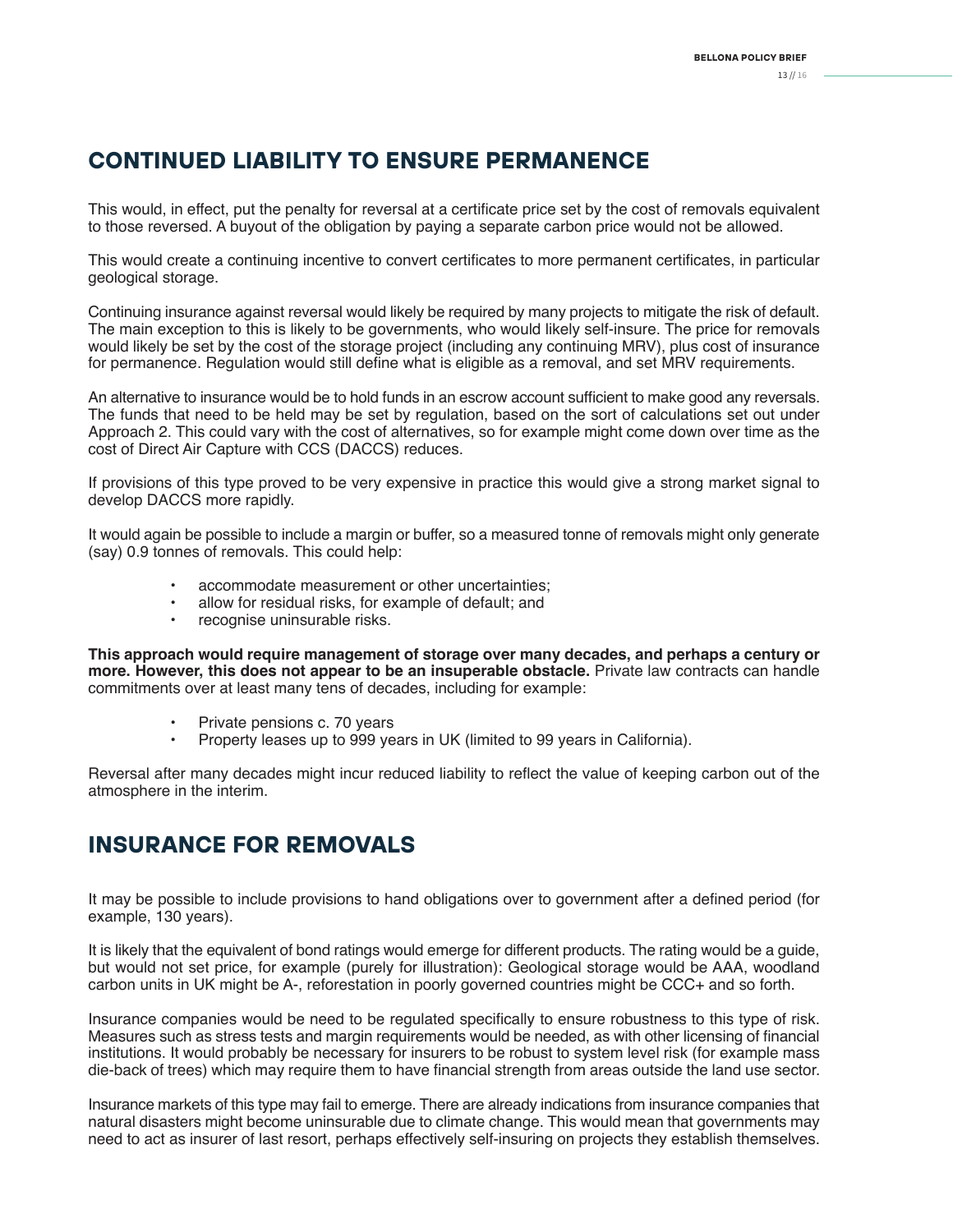## CONTINUED LIABILITY TO ENSURE PERMANENCE

This would, in effect, put the penalty for reversal at a certificate price set by the cost of removals equivalent to those reversed. A buyout of the obligation by paying a separate carbon price would not be allowed.

This would create a continuing incentive to convert certificates to more permanent certificates, in particular geological storage.

Continuing insurance against reversal would likely be required by many projects to mitigate the risk of default. The main exception to this is likely to be governments, who would likely self-insure. The price for removals would likely be set by the cost of the storage project (including any continuing MRV), plus cost of insurance for permanence. Regulation would still define what is eligible as a removal, and set MRV requirements.

An alternative to insurance would be to hold funds in an escrow account sufficient to make good any reversals. The funds that need to be held may be set by regulation, based on the sort of calculations set out under Approach 2. This could vary with the cost of alternatives, so for example might come down over time as the cost of Direct Air Capture with CCS (DACCS) reduces.

If provisions of this type proved to be very expensive in practice this would give a strong market signal to develop DACCS more rapidly.

It would again be possible to include a margin or buffer, so a measured tonne of removals might only generate (say) 0.9 tonnes of removals. This could help:

- accommodate measurement or other uncertainties;
- allow for residual risks, for example of default; and
- recognise uninsurable risks.

**This approach would require management of storage over many decades, and perhaps a century or more. However, this does not appear to be an insuperable obstacle.** Private law contracts can handle commitments over at least many tens of decades, including for example:

- Private pensions c. 70 years
- Property leases up to 999 years in UK (limited to 99 years in California).

Reversal after many decades might incur reduced liability to reflect the value of keeping carbon out of the atmosphere in the interim.

## INSURANCE FOR REMOVALS

It may be possible to include provisions to hand obligations over to government after a defined period (for example, 130 years).

It is likely that the equivalent of bond ratings would emerge for different products. The rating would be a guide, but would not set price, for example (purely for illustration): Geological storage would be AAA, woodland carbon units in UK might be A-, reforestation in poorly governed countries might be CCC+ and so forth.

Insurance companies would be need to be regulated specifically to ensure robustness to this type of risk. Measures such as stress tests and margin requirements would be needed, as with other licensing of financial institutions. It would probably be necessary for insurers to be robust to system level risk (for example mass die-back of trees) which may require them to have financial strength from areas outside the land use sector.

Insurance markets of this type may fail to emerge. There are already indications from insurance companies that natural disasters might become uninsurable due to climate change. This would mean that governments may need to act as insurer of last resort, perhaps effectively self-insuring on projects they establish themselves.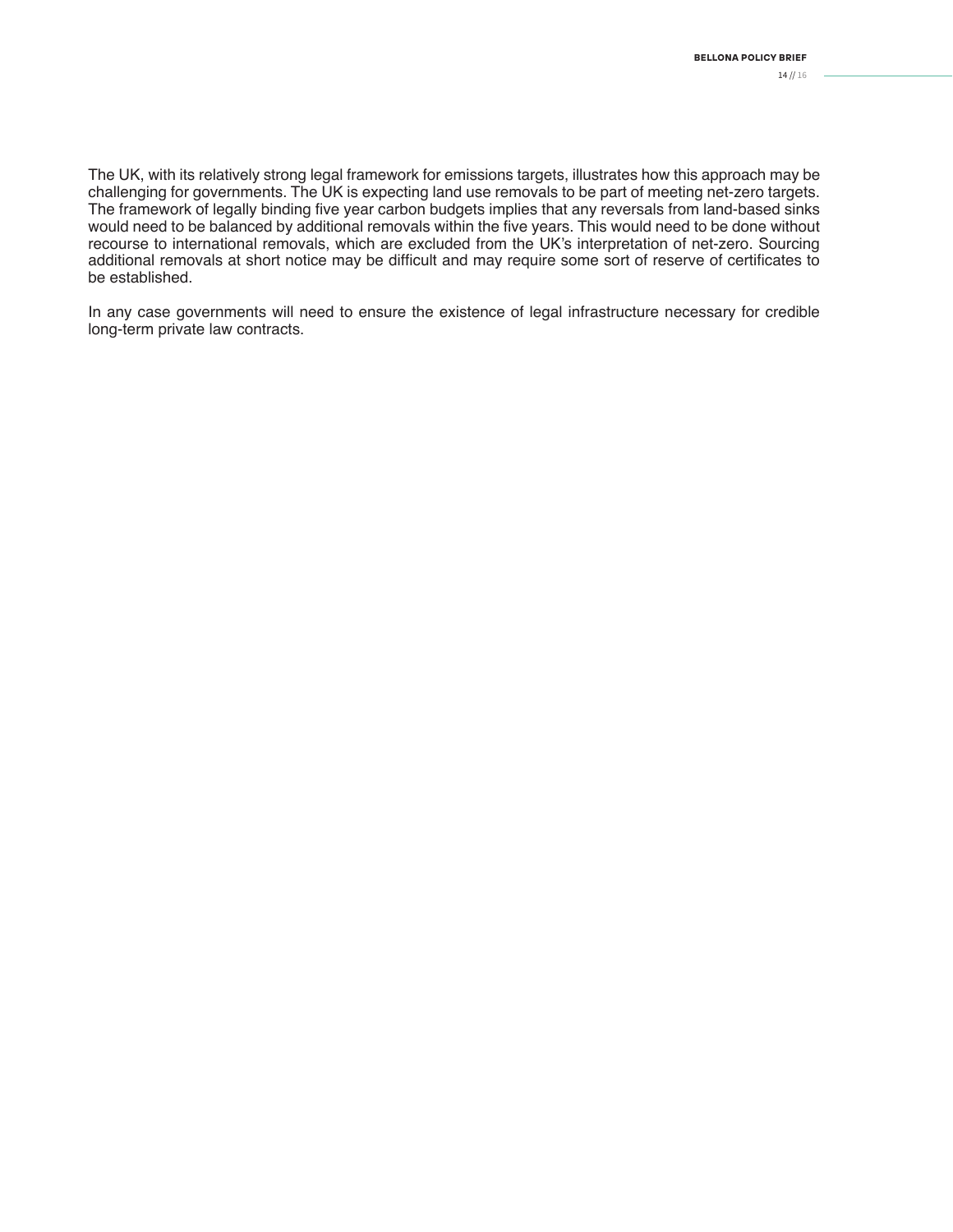The UK, with its relatively strong legal framework for emissions targets, illustrates how this approach may be challenging for governments. The UK is expecting land use removals to be part of meeting net-zero targets. The framework of legally binding five year carbon budgets implies that any reversals from land-based sinks would need to be balanced by additional removals within the five years. This would need to be done without recourse to international removals, which are excluded from the UK's interpretation of net-zero. Sourcing additional removals at short notice may be difficult and may require some sort of reserve of certificates to be established.

In any case governments will need to ensure the existence of legal infrastructure necessary for credible long-term private law contracts.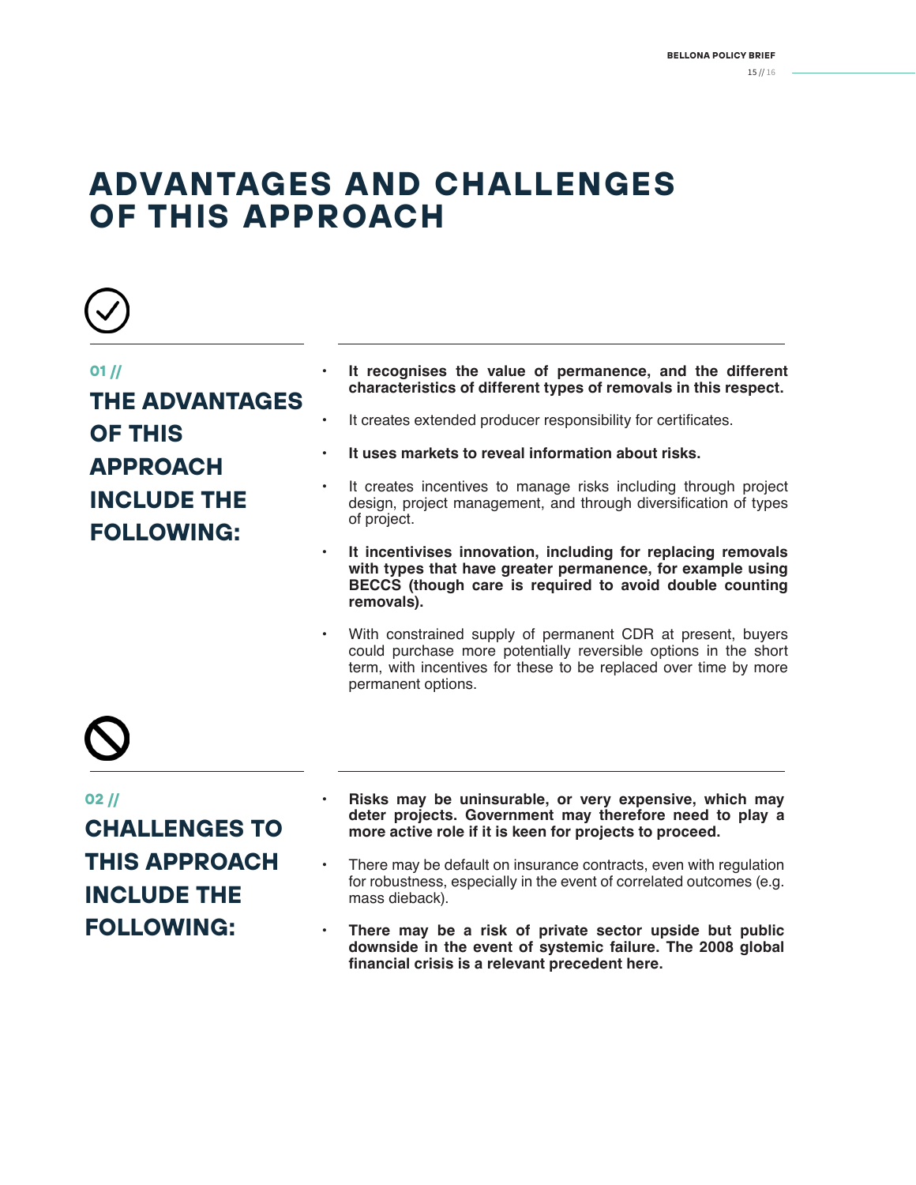# ADVANTAGES AND CHALLENGES OF THIS APPROACH

01 //

## THE ADVANTAGES OF THIS APPROACH INCLUDE THE FOLLOWING:

- **It recognises the value of permanence, and the different characteristics of different types of removals in this respect.**
- It creates extended producer responsibility for certificates.
- **It uses markets to reveal information about risks.**
- It creates incentives to manage risks including through project design, project management, and through diversification of types of project.
- **It incentivises innovation, including for replacing removals with types that have greater permanence, for example using BECCS (though care is required to avoid double counting removals).**
- With constrained supply of permanent CDR at present, buyers could purchase more potentially reversible options in the short term, with incentives for these to be replaced over time by more permanent options.

02 //

## CHALLENGES TO THIS APPROACH INCLUDE THE FOLLOWING:

- **Risks may be uninsurable, or very expensive, which may deter projects. Government may therefore need to play a more active role if it is keen for projects to proceed.**
- There may be default on insurance contracts, even with regulation for robustness, especially in the event of correlated outcomes (e.g. mass dieback).
- **There may be a risk of private sector upside but public downside in the event of systemic failure. The 2008 global financial crisis is a relevant precedent here.**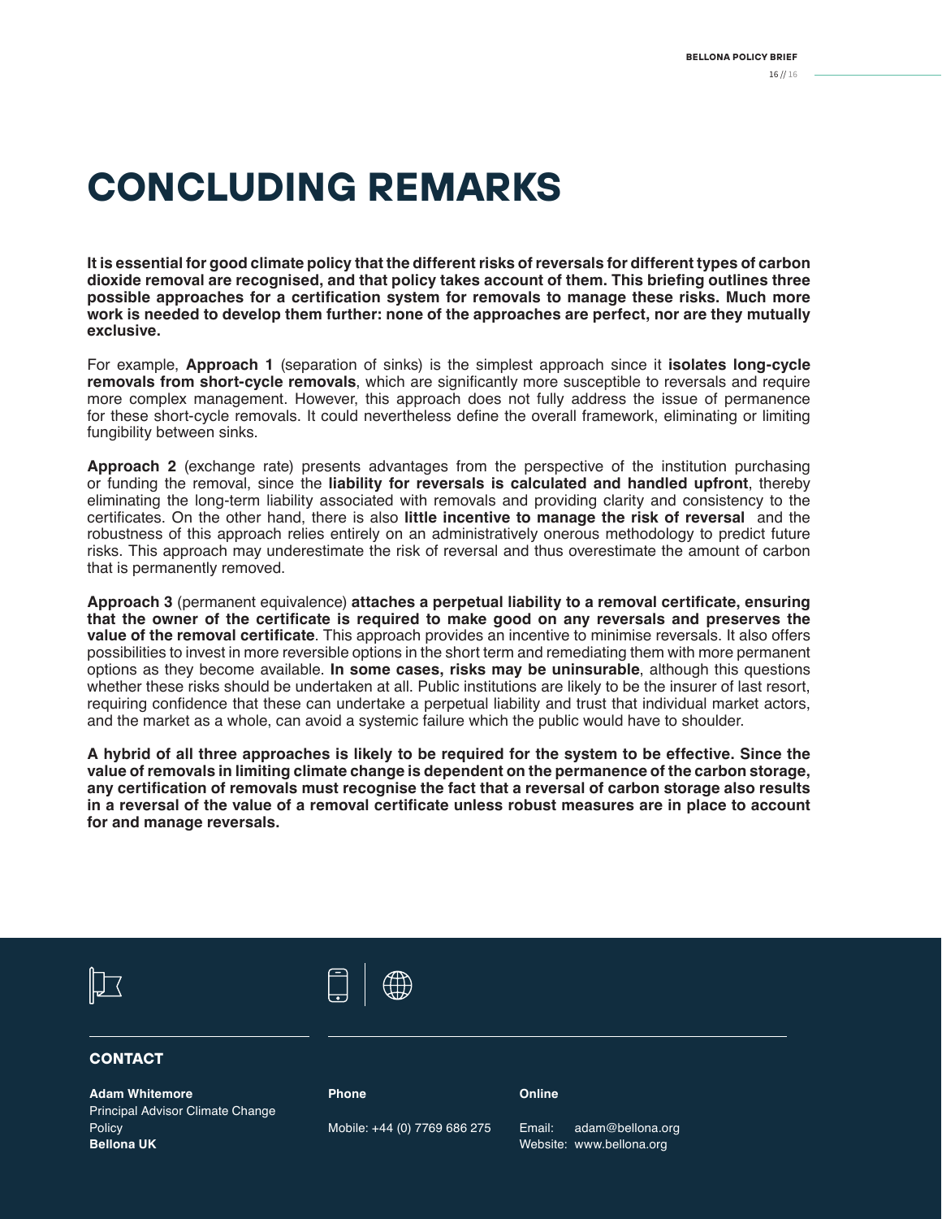# CONCLUDING REMARKS

**It is essential for good climate policy that the different risks of reversals for different types of carbon dioxide removal are recognised, and that policy takes account of them. This briefing outlines three possible approaches for a certification system for removals to manage these risks. Much more work is needed to develop them further: none of the approaches are perfect, nor are they mutually exclusive.**

For example, **Approach 1** (separation of sinks) is the simplest approach since it **isolates long-cycle removals from short-cycle removals**, which are significantly more susceptible to reversals and require more complex management. However, this approach does not fully address the issue of permanence for these short-cycle removals. It could nevertheless define the overall framework, eliminating or limiting fungibility between sinks.

**Approach 2** (exchange rate) presents advantages from the perspective of the institution purchasing or funding the removal, since the **liability for reversals is calculated and handled upfront**, thereby eliminating the long-term liability associated with removals and providing clarity and consistency to the certificates. On the other hand, there is also **little incentive to manage the risk of reversal** and the robustness of this approach relies entirely on an administratively onerous methodology to predict future risks. This approach may underestimate the risk of reversal and thus overestimate the amount of carbon that is permanently removed.

**Approach 3** (permanent equivalence) **attaches a perpetual liability to a removal certificate, ensuring that the owner of the certificate is required to make good on any reversals and preserves the value of the removal certificate**. This approach provides an incentive to minimise reversals. It also offers possibilities to invest in more reversible options in the short term and remediating them with more permanent options as they become available. **In some cases, risks may be uninsurable**, although this questions whether these risks should be undertaken at all. Public institutions are likely to be the insurer of last resort, requiring confidence that these can undertake a perpetual liability and trust that individual market actors, and the market as a whole, can avoid a systemic failure which the public would have to shoulder.

**A hybrid of all three approaches is likely to be required for the system to be effective. Since the value of removals in limiting climate change is dependent on the permanence of the carbon storage, any certification of removals must recognise the fact that a reversal of carbon storage also results in a reversal of the value of a removal certificate unless robust measures are in place to account for and manage reversals.**

## CONTACT

**Adam Whitemore**
Principal Advisor Climate Change Policy
**Bellona UK**

**Phone**

Mobile: +44 (0) 7769 686 275

**Online**

Email: adam@bellona.org
Website: www.bellona.org